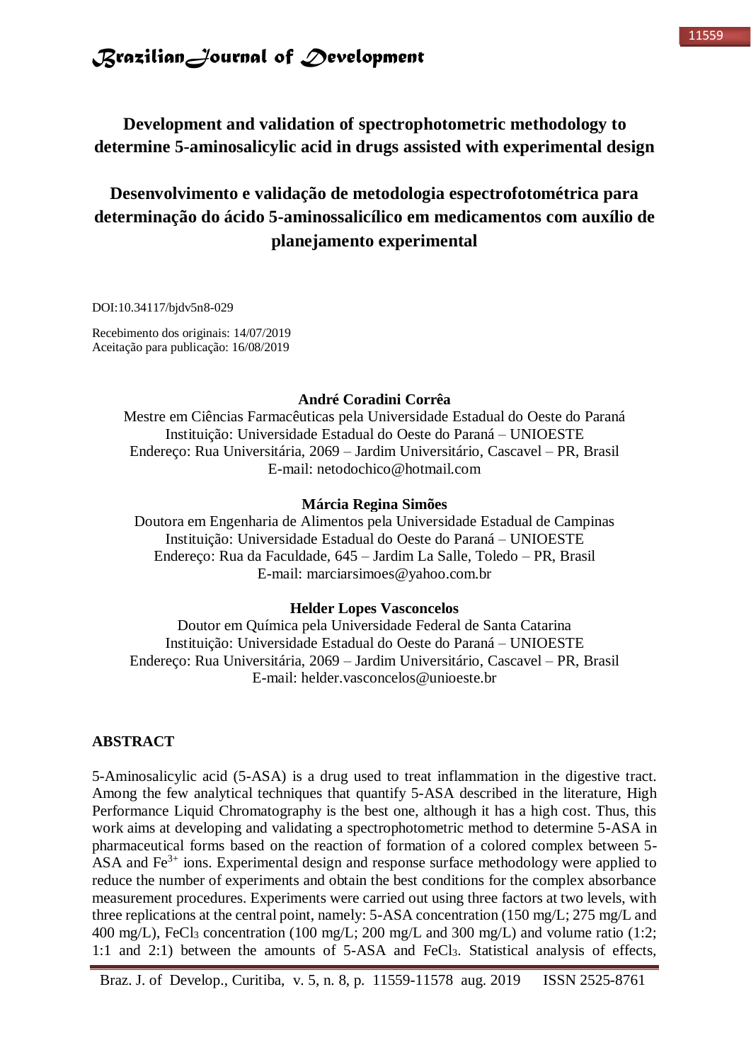# Development and validation of spectrophotometric methodology to determine 5-aminosalicylic acid in drugs assisted with experimental design

# Desenvolvimento e validação de metodologia espectrofotométrica para determinação do ácido 5-aminossalicílico em medicamentos com auxílio de planejamento experimental

DOI:10.34117/bjdv5n8-029

Recebimento dos originais: 14/07/2019
Aceitação para publicação: 16/08/2019

**André Coradini Corrêa**
Mestre em Ciências Farmacêuticas pela Universidade Estadual do Oeste do Paraná
Instituição: Universidade Estadual do Oeste do Paraná – UNIOESTE
Endereço: Rua Universitária, 2069 – Jardim Universitário, Cascavel – PR, Brasil
E-mail: netodochico@hotmail.com

**Márcia Regina Simões**
Doutora em Engenharia de Alimentos pela Universidade Estadual de Campinas
Instituição: Universidade Estadual do Oeste do Paraná – UNIOESTE
Endereço: Rua da Faculdade, 645 – Jardim La Salle, Toledo – PR, Brasil
E-mail: marciarsimoes@yahoo.com.br

**Helder Lopes Vasconcelos**
Doutor em Química pela Universidade Federal de Santa Catarina
Instituição: Universidade Estadual do Oeste do Paraná – UNIOESTE
Endereço: Rua Universitária, 2069 – Jardim Universitário, Cascavel – PR, Brasil
E-mail: helder.vasconcelos@unioeste.br

## ABSTRACT

5-Aminosalicylic acid (5-ASA) is a drug used to treat inflammation in the digestive tract. Among the few analytical techniques that quantify 5-ASA described in the literature, High Performance Liquid Chromatography is the best one, although it has a high cost. Thus, this work aims at developing and validating a spectrophotometric method to determine 5-ASA in pharmaceutical forms based on the reaction of formation of a colored complex between 5-ASA and $Fe^{3+}$ ions. Experimental design and response surface methodology were applied to reduce the number of experiments and obtain the best conditions for the complex absorbance measurement procedures. Experiments were carried out using three factors at two levels, with three replications at the central point, namely: 5-ASA concentration (150 mg/L; 275 mg/L and 400 mg/L), $FeCl_3$ concentration (100 mg/L; 200 mg/L and 300 mg/L) and volume ratio (1:2; 1:1 and 2:1) between the amounts of 5-ASA and $FeCl_3$. Statistical analysis of effects,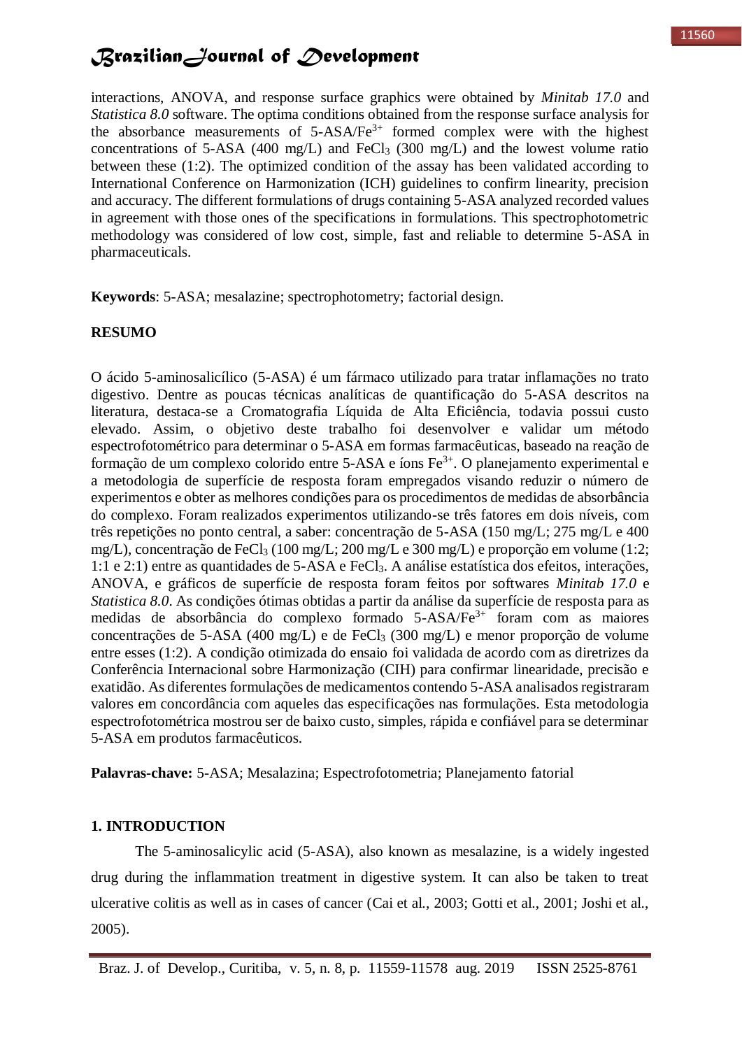interactions, ANOVA, and response surface graphics were obtained by *Minitab 17.0* and *Statistica 8.0* software. The optima conditions obtained from the response surface analysis for the absorbance measurements of 5-ASA/$Fe^{3+}$ formed complex were with the highest concentrations of 5-ASA (400 mg/L) and $FeCl_3$ (300 mg/L) and the lowest volume ratio between these (1:2). The optimized condition of the assay has been validated according to International Conference on Harmonization (ICH) guidelines to confirm linearity, precision and accuracy. The different formulations of drugs containing 5-ASA analyzed recorded values in agreement with those ones of the specifications in formulations. This spectrophotometric methodology was considered of low cost, simple, fast and reliable to determine 5-ASA in pharmaceuticals.

**Keywords**: 5-ASA; mesalazine; spectrophotometry; factorial design.

## RESUMO

O ácido 5-aminosalicílico (5-ASA) é um fármaco utilizado para tratar inflamações no trato digestivo. Dentre as poucas técnicas analíticas de quantificação do 5-ASA descritos na literatura, destaca-se a Cromatografia Líquida de Alta Eficiência, todavia possui custo elevado. Assim, o objetivo deste trabalho foi desenvolver e validar um método espectrofotométrico para determinar o 5-ASA em formas farmacêuticas, baseado na reação de formação de um complexo colorido entre 5-ASA e íons $Fe^{3+}$. O planejamento experimental e a metodologia de superfície de resposta foram empregados visando reduzir o número de experimentos e obter as melhores condições para os procedimentos de medidas de absorbância do complexo. Foram realizados experimentos utilizando-se três fatores em dois níveis, com três repetições no ponto central, a saber: concentração de 5-ASA (150 mg/L; 275 mg/L e 400 mg/L), concentração de $FeCl_3$ (100 mg/L; 200 mg/L e 300 mg/L) e proporção em volume (1:2; 1:1 e 2:1) entre as quantidades de 5-ASA e $FeCl_3$. A análise estatística dos efeitos, interações, ANOVA, e gráficos de superfície de resposta foram feitos por softwares *Minitab 17.0* e *Statistica 8.0*. As condições ótimas obtidas a partir da análise da superfície de resposta para as medidas de absorbância do complexo formado 5-ASA/$Fe^{3+}$ foram com as maiores concentrações de 5-ASA (400 mg/L) e de $FeCl_3$ (300 mg/L) e menor proporção de volume entre esses (1:2). A condição otimizada do ensaio foi validada de acordo com as diretrizes da Conferência Internacional sobre Harmonização (CIH) para confirmar linearidade, precisão e exatidão. As diferentes formulações de medicamentos contendo 5-ASA analisados registraram valores em concordância com aqueles das especificações nas formulações. Esta metodologia espectrofotométrica mostrou ser de baixo custo, simples, rápida e confiável para se determinar 5-ASA em produtos farmacêuticos.

**Palavras-chave:** 5-ASA; Mesalazina; Espectrofotometria; Planejamento fatorial

## 1. INTRODUCTION

The 5-aminosalicylic acid (5-ASA), also known as mesalazine, is a widely ingested drug during the inflammation treatment in digestive system. It can also be taken to treat ulcerative colitis as well as in cases of cancer (Cai et al., 2003; Gotti et al., 2001; Joshi et al., 2005).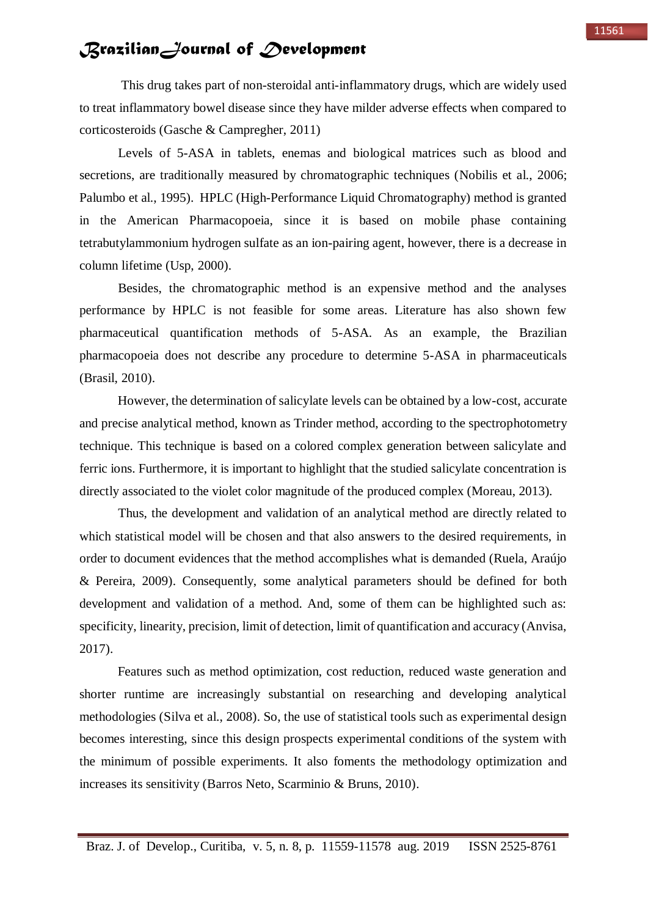This drug takes part of non-steroidal anti-inflammatory drugs, which are widely used to treat inflammatory bowel disease since they have milder adverse effects when compared to corticosteroids (Gasche & Campregher, 2011)

Levels of 5-ASA in tablets, enemas and biological matrices such as blood and secretions, are traditionally measured by chromatographic techniques (Nobilis et al., 2006; Palumbo et al., 1995). HPLC (High-Performance Liquid Chromatography) method is granted in the American Pharmacopoeia, since it is based on mobile phase containing tetrabutylammonium hydrogen sulfate as an ion-pairing agent, however, there is a decrease in column lifetime (Usp, 2000).

Besides, the chromatographic method is an expensive method and the analyses performance by HPLC is not feasible for some areas. Literature has also shown few pharmaceutical quantification methods of 5-ASA. As an example, the Brazilian pharmacopoeia does not describe any procedure to determine 5-ASA in pharmaceuticals (Brasil, 2010).

However, the determination of salicylate levels can be obtained by a low-cost, accurate and precise analytical method, known as Trinder method, according to the spectrophotometry technique. This technique is based on a colored complex generation between salicylate and ferric ions. Furthermore, it is important to highlight that the studied salicylate concentration is directly associated to the violet color magnitude of the produced complex (Moreau, 2013).

Thus, the development and validation of an analytical method are directly related to which statistical model will be chosen and that also answers to the desired requirements, in order to document evidences that the method accomplishes what is demanded (Ruela, Araújo & Pereira, 2009). Consequently, some analytical parameters should be defined for both development and validation of a method. And, some of them can be highlighted such as: specificity, linearity, precision, limit of detection, limit of quantification and accuracy (Anvisa, 2017).

Features such as method optimization, cost reduction, reduced waste generation and shorter runtime are increasingly substantial on researching and developing analytical methodologies (Silva et al., 2008). So, the use of statistical tools such as experimental design becomes interesting, since this design prospects experimental conditions of the system with the minimum of possible experiments. It also foments the methodology optimization and increases its sensitivity (Barros Neto, Scarminio & Bruns, 2010).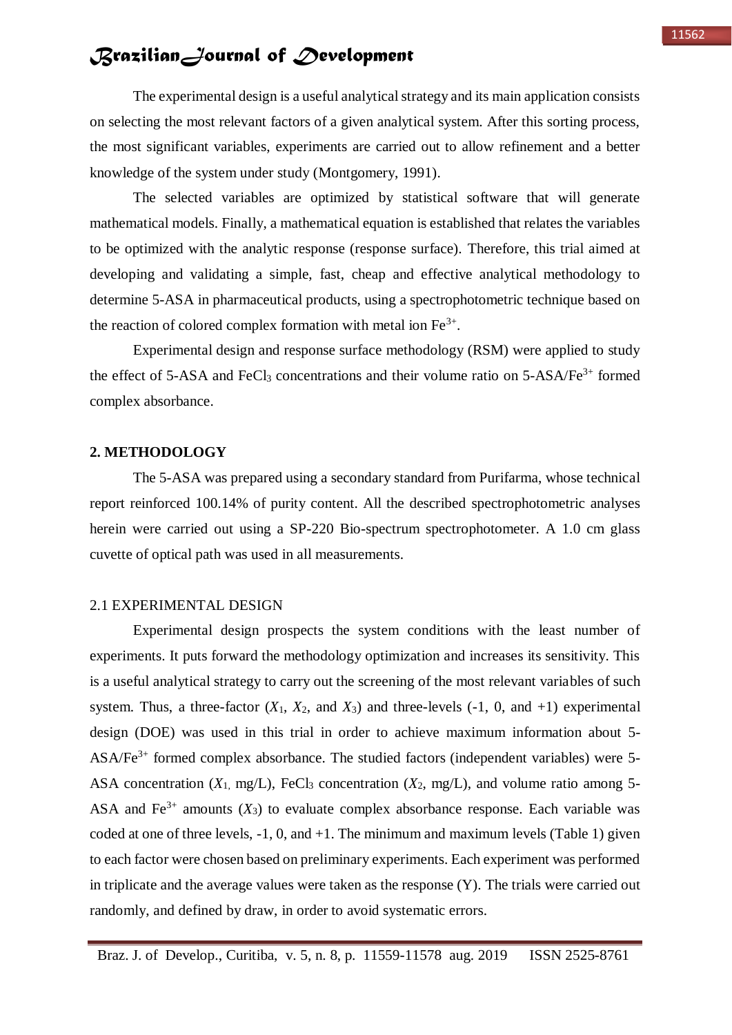The experimental design is a useful analytical strategy and its main application consists on selecting the most relevant factors of a given analytical system. After this sorting process, the most significant variables, experiments are carried out to allow refinement and a better knowledge of the system under study (Montgomery, 1991).

The selected variables are optimized by statistical software that will generate mathematical models. Finally, a mathematical equation is established that relates the variables to be optimized with the analytic response (response surface). Therefore, this trial aimed at developing and validating a simple, fast, cheap and effective analytical methodology to determine 5-ASA in pharmaceutical products, using a spectrophotometric technique based on the reaction of colored complex formation with metal ion $Fe^{3+}$.

Experimental design and response surface methodology (RSM) were applied to study the effect of 5-ASA and $FeCl_3$ concentrations and their volume ratio on 5-ASA/$Fe^{3+}$ formed complex absorbance.

## 2. METHODOLOGY

The 5-ASA was prepared using a secondary standard from Purifarma, whose technical report reinforced 100.14% of purity content. All the described spectrophotometric analyses herein were carried out using a SP-220 Bio-spectrum spectrophotometer. A 1.0 cm glass cuvette of optical path was used in all measurements.

### 2.1 EXPERIMENTAL DESIGN

Experimental design prospects the system conditions with the least number of experiments. It puts forward the methodology optimization and increases its sensitivity. This is a useful analytical strategy to carry out the screening of the most relevant variables of such system. Thus, a three-factor ($X_1$, $X_2$, and $X_3$) and three-levels (-1, 0, and +1) experimental design (DOE) was used in this trial in order to achieve maximum information about 5-ASA/$Fe^{3+}$ formed complex absorbance. The studied factors (independent variables) were 5-ASA concentration ($X_1$, mg/L), $FeCl_3$ concentration ($X_2$, mg/L), and volume ratio among 5-ASA and $Fe^{3+}$ amounts ($X_3$) to evaluate complex absorbance response. Each variable was coded at one of three levels, -1, 0, and +1. The minimum and maximum levels (Table 1) given to each factor were chosen based on preliminary experiments. Each experiment was performed in triplicate and the average values were taken as the response (Y). The trials were carried out randomly, and defined by draw, in order to avoid systematic errors.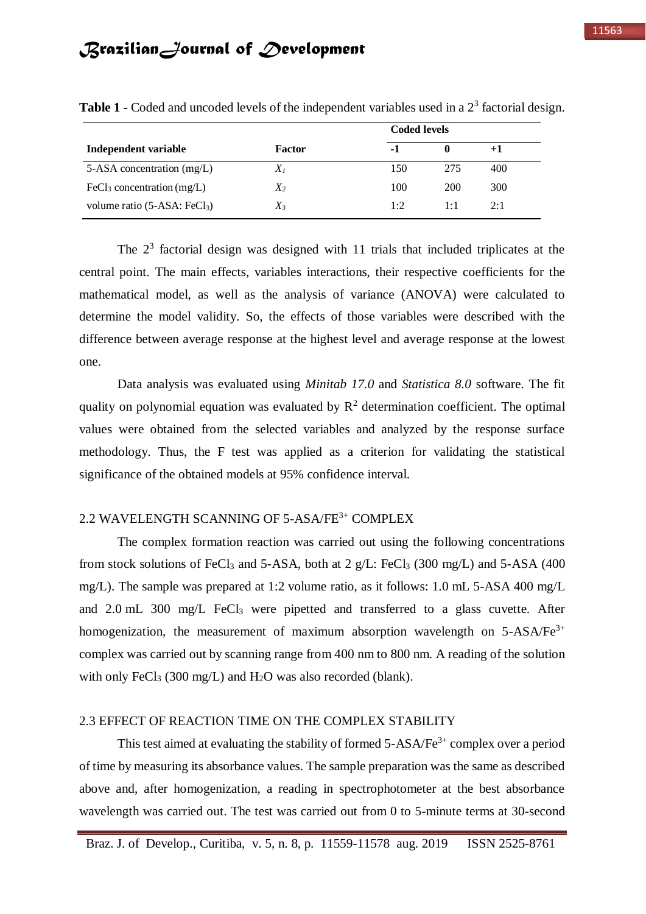**Table 1** - Coded and uncoded levels of the independent variables used in a $2^3$ factorial design.

| Independent variable | Factor | Coded levels | | |
|---|---|---|---|---|
| | | **-1** | **0** | **+1** |
| 5-ASA concentration (mg/L) | $X_1$ | 150 | 275 | 400 |
| $FeCl_3$ concentration (mg/L) | $X_2$ | 100 | 200 | 300 |
| volume ratio (5-ASA: $FeCl_3$) | $X_3$ | 1:2 | 1:1 | 2:1 |

The $2^3$ factorial design was designed with 11 trials that included triplicates at the central point. The main effects, variables interactions, their respective coefficients for the mathematical model, as well as the analysis of variance (ANOVA) were calculated to determine the model validity. So, the effects of those variables were described with the difference between average response at the highest level and average response at the lowest one.

Data analysis was evaluated using *Minitab 17.0* and *Statistica 8.0* software. The fit quality on polynomial equation was evaluated by $R^2$ determination coefficient. The optimal values were obtained from the selected variables and analyzed by the response surface methodology. Thus, the F test was applied as a criterion for validating the statistical significance of the obtained models at 95% confidence interval.

## 2.2 WAVELENGTH SCANNING OF 5-ASA/$FE^{3+}$ COMPLEX

The complex formation reaction was carried out using the following concentrations from stock solutions of $FeCl_3$ and 5-ASA, both at 2 g/L: $FeCl_3$ (300 mg/L) and 5-ASA (400 mg/L). The sample was prepared at 1:2 volume ratio, as it follows: 1.0 mL 5-ASA 400 mg/L and 2.0 mL 300 mg/L $FeCl_3$ were pipetted and transferred to a glass cuvette. After homogenization, the measurement of maximum absorption wavelength on 5-ASA/$Fe^{3+}$ complex was carried out by scanning range from 400 nm to 800 nm. A reading of the solution with only $FeCl_3$ (300 mg/L) and $H_2O$ was also recorded (blank).

## 2.3 EFFECT OF REACTION TIME ON THE COMPLEX STABILITY

This test aimed at evaluating the stability of formed 5-ASA/$Fe^{3+}$ complex over a period of time by measuring its absorbance values. The sample preparation was the same as described above and, after homogenization, a reading in spectrophotometer at the best absorbance wavelength was carried out. The test was carried out from 0 to 5-minute terms at 30-second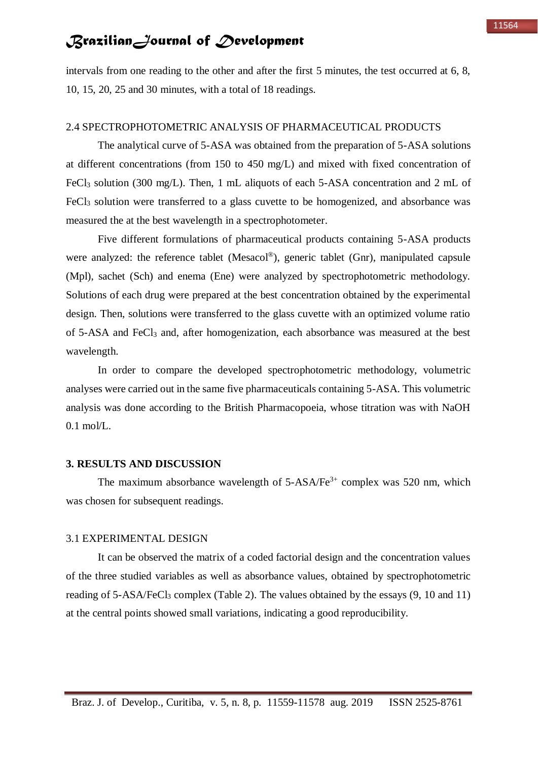intervals from one reading to the other and after the first 5 minutes, the test occurred at 6, 8, 10, 15, 20, 25 and 30 minutes, with a total of 18 readings.

### 2.4 SPECTROPHOTOMETRIC ANALYSIS OF PHARMACEUTICAL PRODUCTS

The analytical curve of 5-ASA was obtained from the preparation of 5-ASA solutions at different concentrations (from 150 to 450 mg/L) and mixed with fixed concentration of $FeCl_3$ solution (300 mg/L). Then, 1 mL aliquots of each 5-ASA concentration and 2 mL of $FeCl_3$ solution were transferred to a glass cuvette to be homogenized, and absorbance was measured the at the best wavelength in a spectrophotometer.

Five different formulations of pharmaceutical products containing 5-ASA products were analyzed: the reference tablet (Mesacol®), generic tablet (Gnr), manipulated capsule (Mpl), sachet (Sch) and enema (Ene) were analyzed by spectrophotometric methodology. Solutions of each drug were prepared at the best concentration obtained by the experimental design. Then, solutions were transferred to the glass cuvette with an optimized volume ratio of 5-ASA and $FeCl_3$ and, after homogenization, each absorbance was measured at the best wavelength.

In order to compare the developed spectrophotometric methodology, volumetric analyses were carried out in the same five pharmaceuticals containing 5-ASA. This volumetric analysis was done according to the British Pharmacopoeia, whose titration was with NaOH 0.1 mol/L.

## 3. RESULTS AND DISCUSSION

The maximum absorbance wavelength of 5-ASA/$Fe^{3+}$ complex was 520 nm, which was chosen for subsequent readings.

### 3.1 EXPERIMENTAL DESIGN

It can be observed the matrix of a coded factorial design and the concentration values of the three studied variables as well as absorbance values, obtained by spectrophotometric reading of 5-ASA/$FeCl_3$ complex (Table 2). The values obtained by the essays (9, 10 and 11) at the central points showed small variations, indicating a good reproducibility.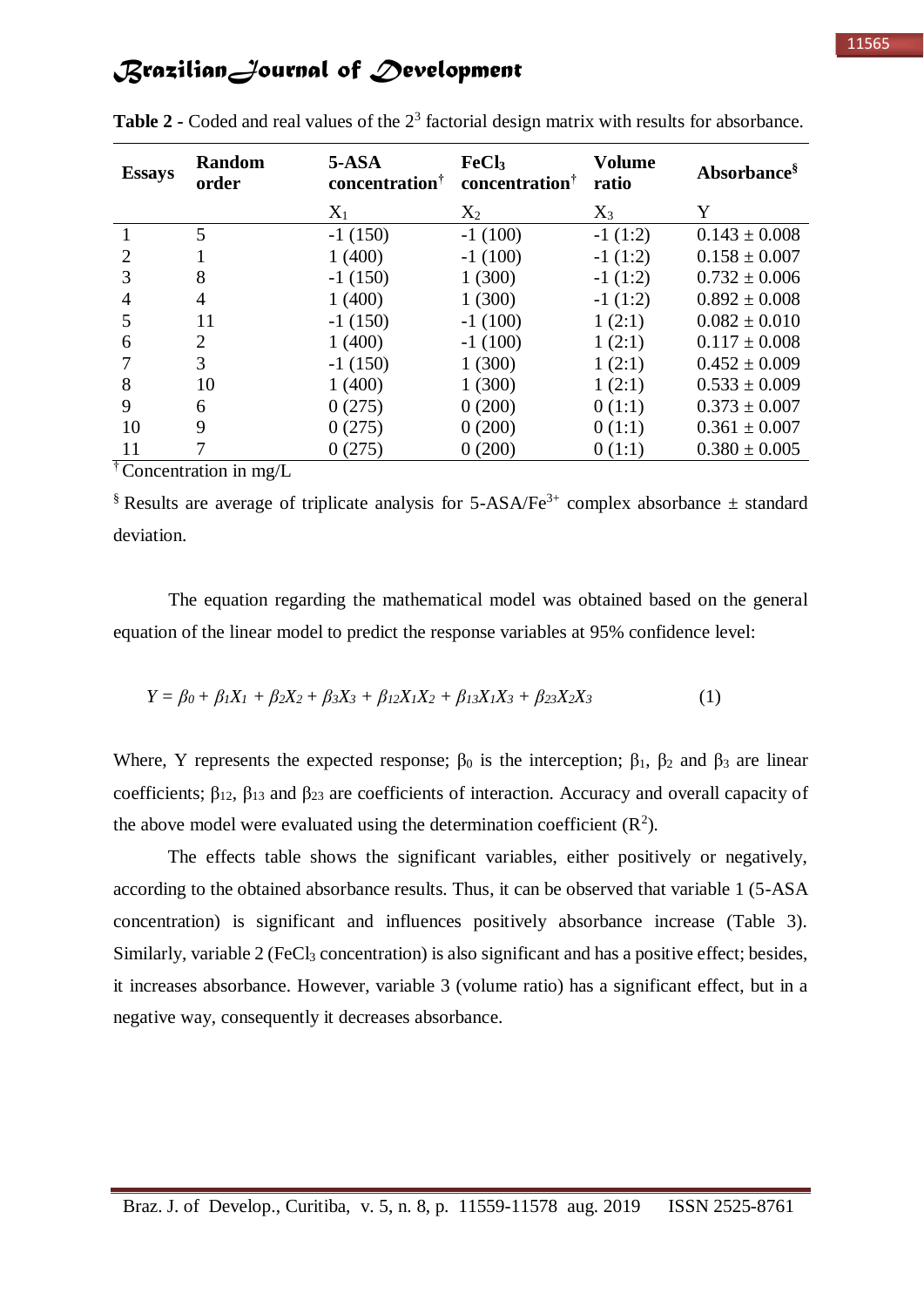**Table 2** - Coded and real values of the $2^3$ factorial design matrix with results for absorbance.

| Essays | Random order | 5-ASA concentration† | $FeCl_3$ concentration† | Volume ratio | Absorbance§ |
|---|---|---|---|---|---|
| | | $X_1$ | $X_2$ | $X_3$ | Y |
| 1 | 5 | -1 (150) | -1 (100) | -1 (1:2) | 0.143 ± 0.008 |
| 2 | 1 | 1 (400) | -1 (100) | -1 (1:2) | 0.158 ± 0.007 |
| 3 | 8 | -1 (150) | 1 (300) | -1 (1:2) | 0.732 ± 0.006 |
| 4 | 4 | 1 (400) | 1 (300) | -1 (1:2) | 0.892 ± 0.008 |
| 5 | 11 | -1 (150) | -1 (100) | 1 (2:1) | 0.082 ± 0.010 |
| 6 | 2 | 1 (400) | -1 (100) | 1 (2:1) | 0.117 ± 0.008 |
| 7 | 3 | -1 (150) | 1 (300) | 1 (2:1) | 0.452 ± 0.009 |
| 8 | 10 | 1 (400) | 1 (300) | 1 (2:1) | 0.533 ± 0.009 |
| 9 | 6 | 0 (275) | 0 (200) | 0 (1:1) | 0.373 ± 0.007 |
| 10 | 9 | 0 (275) | 0 (200) | 0 (1:1) | 0.361 ± 0.007 |
| 11 | 7 | 0 (275) | 0 (200) | 0 (1:1) | 0.380 ± 0.005 |

† Concentration in mg/L

§ Results are average of triplicate analysis for 5-ASA/$Fe^{3+}$ complex absorbance ± standard deviation.

The equation regarding the mathematical model was obtained based on the general equation of the linear model to predict the response variables at 95% confidence level:

$$Y = \beta_0 + \beta_1 X_1 + \beta_2 X_2 + \beta_3 X_3 + \beta_{12} X_1 X_2 + \beta_{13} X_1 X_3 + \beta_{23} X_2 X_3 \qquad (1)$$

Where, Y represents the expected response; $\beta_0$ is the interception; $\beta_1$, $\beta_2$ and $\beta_3$ are linear coefficients; $\beta_{12}$, $\beta_{13}$ and $\beta_{23}$ are coefficients of interaction. Accuracy and overall capacity of the above model were evaluated using the determination coefficient ($R^2$).

The effects table shows the significant variables, either positively or negatively, according to the obtained absorbance results. Thus, it can be observed that variable 1 (5-ASA concentration) is significant and influences positively absorbance increase (Table 3). Similarly, variable 2 ($FeCl_3$ concentration) is also significant and has a positive effect; besides, it increases absorbance. However, variable 3 (volume ratio) has a significant effect, but in a negative way, consequently it decreases absorbance.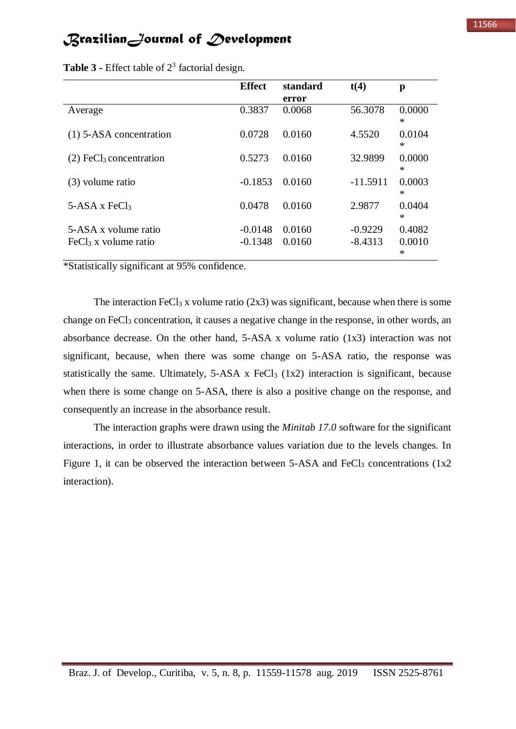**Table 3** - Effect table of $2^3$ factorial design.

| | Effect | standard error | t(4) | p |
|---|---|---|---|---|
| Average | 0.3837 | 0.0068 | 56.3078 | 0.0000 * |
| (1) 5-ASA concentration | 0.0728 | 0.0160 | 4.5520 | 0.0104 * |
| (2) $FeCl_3$ concentration | 0.5273 | 0.0160 | 32.9899 | 0.0000 * |
| (3) volume ratio | -0.1853 | 0.0160 | -11.5911 | 0.0003 * |
| 5-ASA x $FeCl_3$ | 0.0478 | 0.0160 | 2.9877 | 0.0404 * |
| 5-ASA x volume ratio | -0.0148 | 0.0160 | -0.9229 | 0.4082 |
| $FeCl_3$ x volume ratio | -0.1348 | 0.0160 | -8.4313 | 0.0010 * |

*Statistically significant at 95% confidence.

The interaction $FeCl_3$ x volume ratio (2x3) was significant, because when there is some change on $FeCl_3$ concentration, it causes a negative change in the response, in other words, an absorbance decrease. On the other hand, 5-ASA x volume ratio (1x3) interaction was not significant, because, when there was some change on 5-ASA ratio, the response was statistically the same. Ultimately, 5-ASA x $FeCl_3$ (1x2) interaction is significant, because when there is some change on 5-ASA, there is also a positive change on the response, and consequently an increase in the absorbance result.

The interaction graphs were drawn using the *Minitab 17.0* software for the significant interactions, in order to illustrate absorbance values variation due to the levels changes. In Figure 1, it can be observed the interaction between 5-ASA and $FeCl_3$ concentrations (1x2 interaction).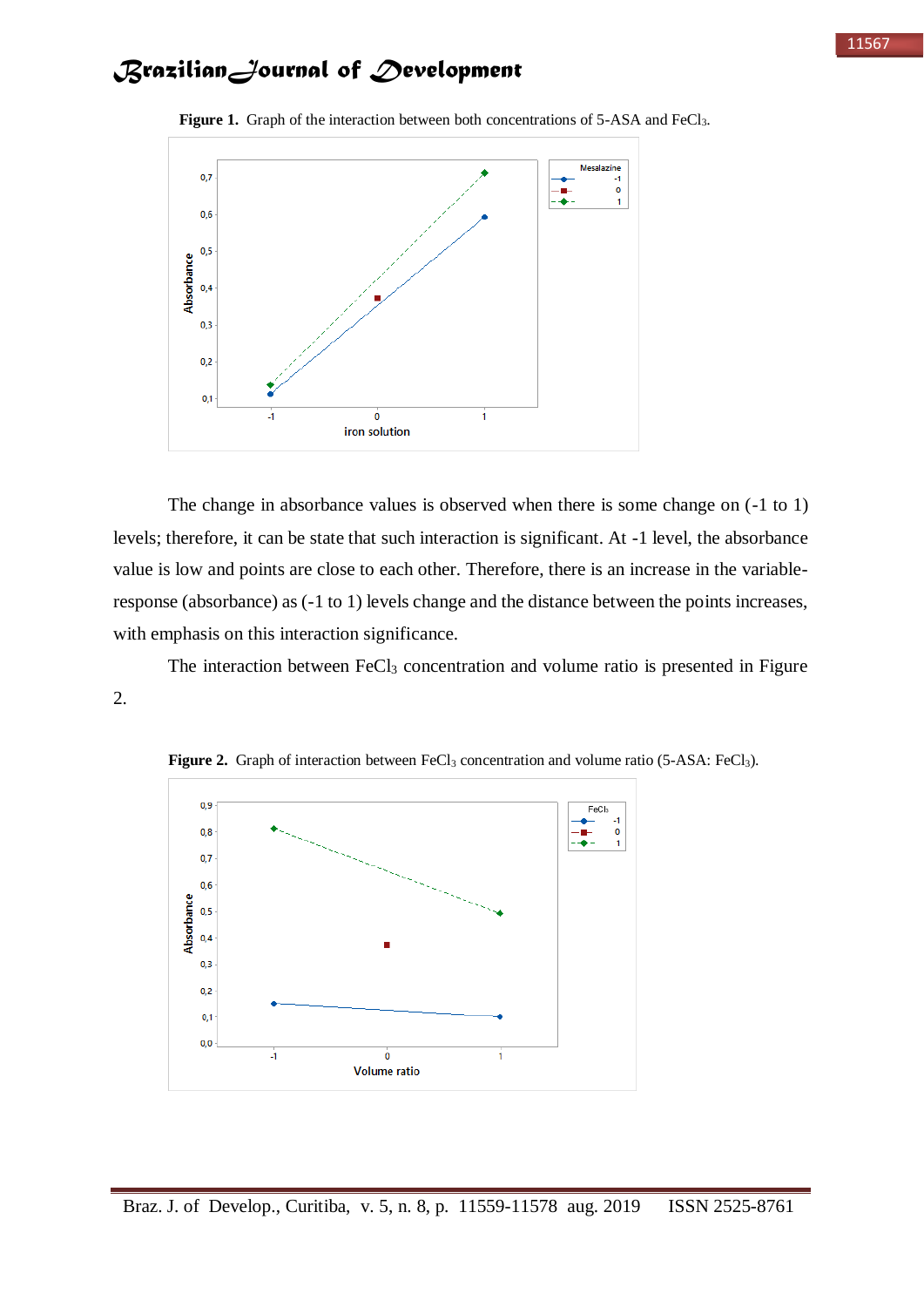**Figure 1.** Graph of the interaction between both concentrations of 5-ASA and $FeCl_3$.

The change in absorbance values is observed when there is some change on (-1 to 1) levels; therefore, it can be state that such interaction is significant. At -1 level, the absorbance value is low and points are close to each other. Therefore, there is an increase in the variable-response (absorbance) as (-1 to 1) levels change and the distance between the points increases, with emphasis on this interaction significance.

The interaction between $FeCl_3$ concentration and volume ratio is presented in Figure 2.

**Figure 2.** Graph of interaction between $FeCl_3$ concentration and volume ratio (5-ASA: $FeCl_3$).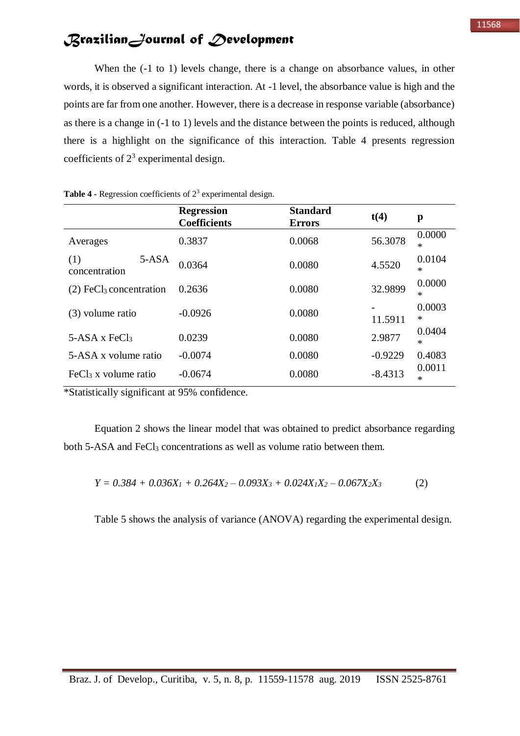When the (-1 to 1) levels change, there is a change on absorbance values, in other words, it is observed a significant interaction. At -1 level, the absorbance value is high and the points are far from one another. However, there is a decrease in response variable (absorbance) as there is a change in (-1 to 1) levels and the distance between the points is reduced, although there is a highlight on the significance of this interaction. Table 4 presents regression coefficients of $2^3$ experimental design.

**Table 4** - Regression coefficients of $2^3$ experimental design.

| | Regression Coefficients | Standard Errors | t(4) | p |
|---|---|---|---|---|
| Averages | 0.3837 | 0.0068 | 56.3078 | 0.0000 * |
| (1) 5-ASA concentration | 0.0364 | 0.0080 | 4.5520 | 0.0104 * |
| (2) $FeCl_3$ concentration | 0.2636 | 0.0080 | 32.9899 | 0.0000 * |
| (3) volume ratio | -0.0926 | 0.0080 | -11.5911 | 0.0003 * |
| 5-ASA x $FeCl_3$ | 0.0239 | 0.0080 | 2.9877 | 0.0404 * |
| 5-ASA x volume ratio | -0.0074 | 0.0080 | -0.9229 | 0.4083 |
| $FeCl_3$ x volume ratio | -0.0674 | 0.0080 | -8.4313 | 0.0011 * |

*Statistically significant at 95% confidence.

Equation 2 shows the linear model that was obtained to predict absorbance regarding both 5-ASA and $FeCl_3$ concentrations as well as volume ratio between them.

$$Y = 0.384 + 0.036X_1 + 0.264X_2 - 0.093X_3 + 0.024X_1X_2 - 0.067X_2X_3 \quad (2)$$

Table 5 shows the analysis of variance (ANOVA) regarding the experimental design.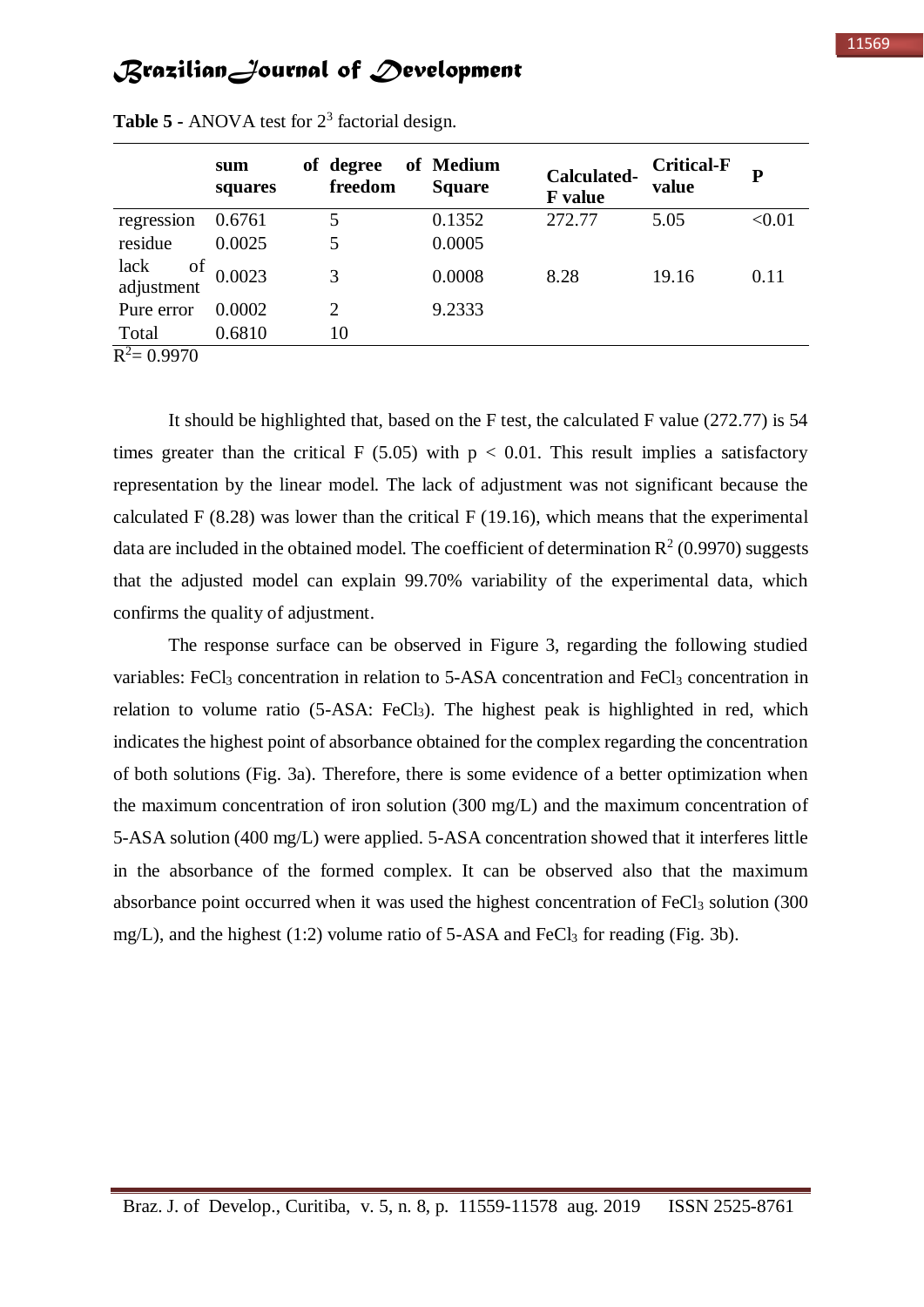**Table 5** - ANOVA test for $2^3$ factorial design.

| | sum of squares | degree of freedom | Medium Square | Calculated-F value | Critical-F value | P |
|---|---|---|---|---|---|---|
| regression | 0.6761 | 5 | 0.1352 | 272.77 | 5.05 | <0.01 |
| residue | 0.0025 | 5 | 0.0005 | | | |
| lack of adjustment | 0.0023 | 3 | 0.0008 | 8.28 | 19.16 | 0.11 |
| Pure error | 0.0002 | 2 | 9.2333 | | | |
| Total | 0.6810 | 10 | | | | |

$R^2$= 0.9970

It should be highlighted that, based on the F test, the calculated F value (272.77) is 54 times greater than the critical F (5.05) with $p < 0.01$. This result implies a satisfactory representation by the linear model. The lack of adjustment was not significant because the calculated F (8.28) was lower than the critical F (19.16), which means that the experimental data are included in the obtained model. The coefficient of determination $R^2$ (0.9970) suggests that the adjusted model can explain 99.70% variability of the experimental data, which confirms the quality of adjustment.

The response surface can be observed in Figure 3, regarding the following studied variables: $FeCl_3$ concentration in relation to 5-ASA concentration and $FeCl_3$ concentration in relation to volume ratio (5-ASA: $FeCl_3$). The highest peak is highlighted in red, which indicates the highest point of absorbance obtained for the complex regarding the concentration of both solutions (Fig. 3a). Therefore, there is some evidence of a better optimization when the maximum concentration of iron solution (300 mg/L) and the maximum concentration of 5-ASA solution (400 mg/L) were applied. 5-ASA concentration showed that it interferes little in the absorbance of the formed complex. It can be observed also that the maximum absorbance point occurred when it was used the highest concentration of $FeCl_3$ solution (300 mg/L), and the highest (1:2) volume ratio of 5-ASA and $FeCl_3$ for reading (Fig. 3b).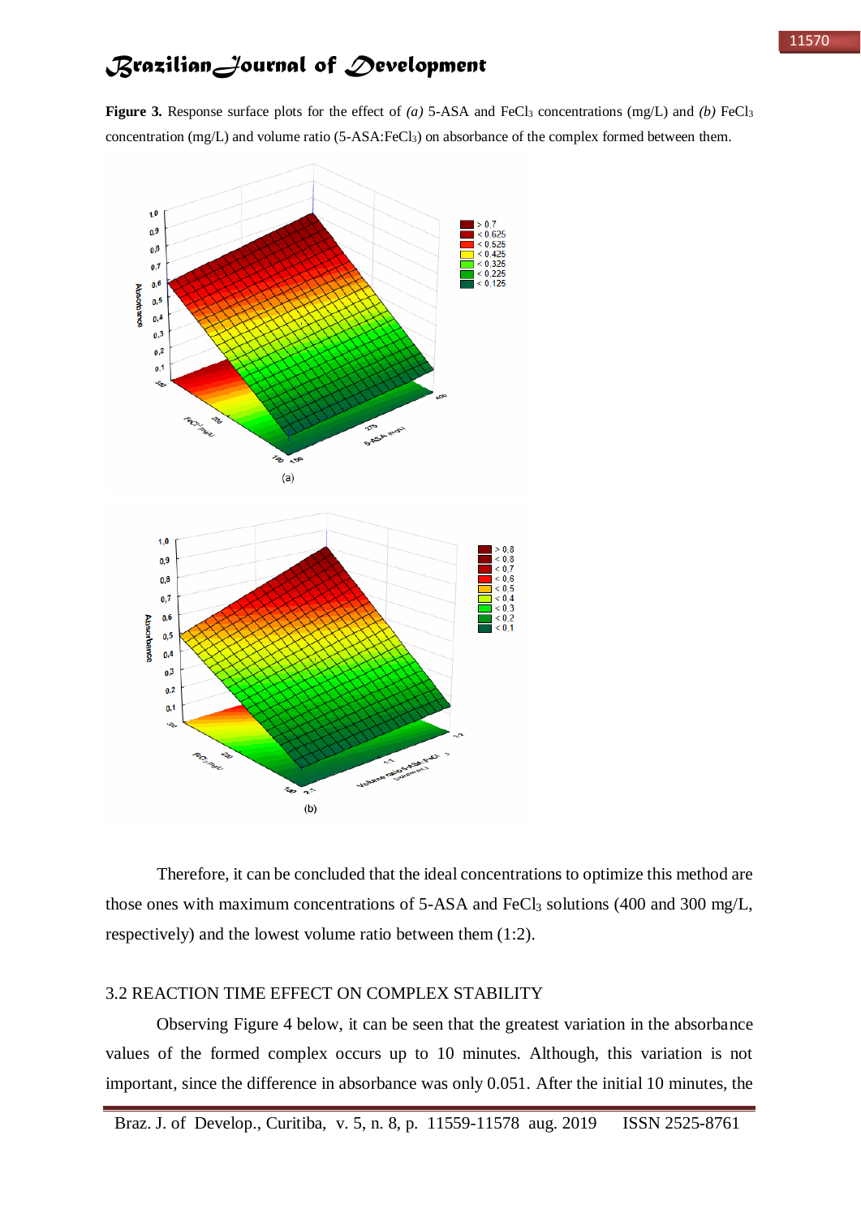**Figure 3.** Response surface plots for the effect of *(a)* 5-ASA and $FeCl_3$ concentrations (mg/L) and *(b)* $FeCl_3$ concentration (mg/L) and volume ratio (5-ASA:$FeCl_3$) on absorbance of the complex formed between them.

Therefore, it can be concluded that the ideal concentrations to optimize this method are those ones with maximum concentrations of 5-ASA and $FeCl_3$ solutions (400 and 300 mg/L, respectively) and the lowest volume ratio between them (1:2).

## 3.2 REACTION TIME EFFECT ON COMPLEX STABILITY

Observing Figure 4 below, it can be seen that the greatest variation in the absorbance values of the formed complex occurs up to 10 minutes. Although, this variation is not important, since the difference in absorbance was only 0.051. After the initial 10 minutes, the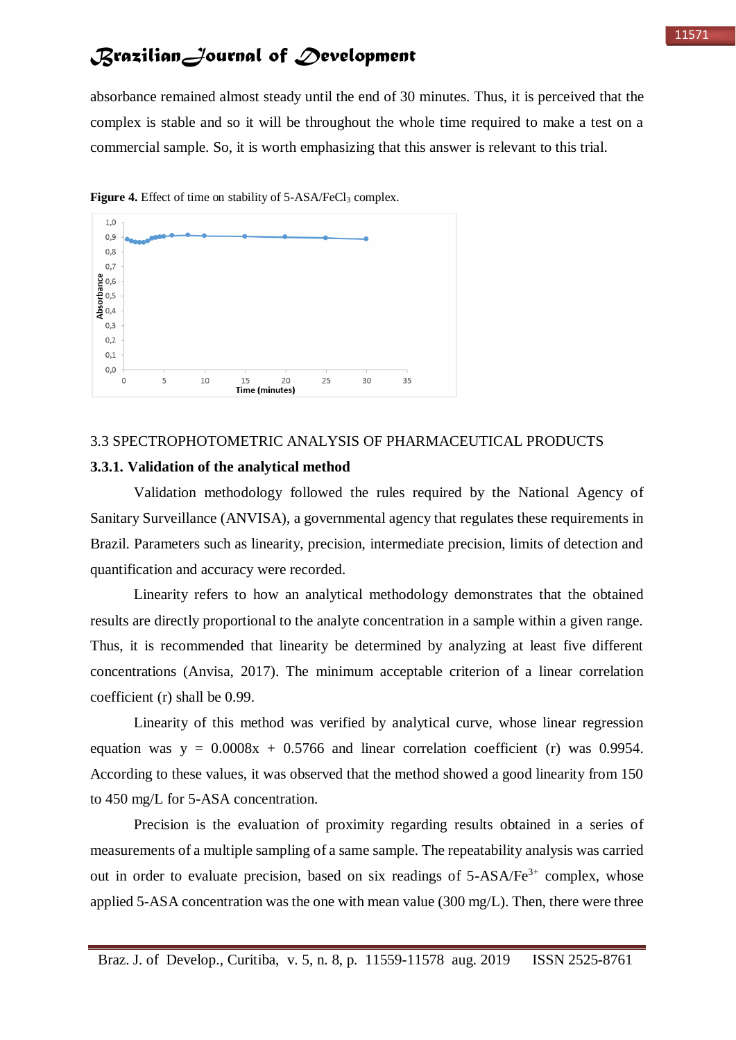absorbance remained almost steady until the end of 30 minutes. Thus, it is perceived that the complex is stable and so it will be throughout the whole time required to make a test on a commercial sample. So, it is worth emphasizing that this answer is relevant to this trial.

**Figure 4.** Effect of time on stability of 5-ASA/$FeCl_3$ complex.

### 3.3 SPECTROPHOTOMETRIC ANALYSIS OF PHARMACEUTICAL PRODUCTS

#### 3.3.1. Validation of the analytical method

Validation methodology followed the rules required by the National Agency of Sanitary Surveillance (ANVISA), a governmental agency that regulates these requirements in Brazil. Parameters such as linearity, precision, intermediate precision, limits of detection and quantification and accuracy were recorded.

Linearity refers to how an analytical methodology demonstrates that the obtained results are directly proportional to the analyte concentration in a sample within a given range. Thus, it is recommended that linearity be determined by analyzing at least five different concentrations (Anvisa, 2017). The minimum acceptable criterion of a linear correlation coefficient (r) shall be 0.99.

Linearity of this method was verified by analytical curve, whose linear regression equation was $y = 0.0008x + 0.5766$ and linear correlation coefficient (r) was 0.9954. According to these values, it was observed that the method showed a good linearity from 150 to 450 mg/L for 5-ASA concentration.

Precision is the evaluation of proximity regarding results obtained in a series of measurements of a multiple sampling of a same sample. The repeatability analysis was carried out in order to evaluate precision, based on six readings of 5-ASA/$Fe^{3+}$ complex, whose applied 5-ASA concentration was the one with mean value (300 mg/L). Then, there were three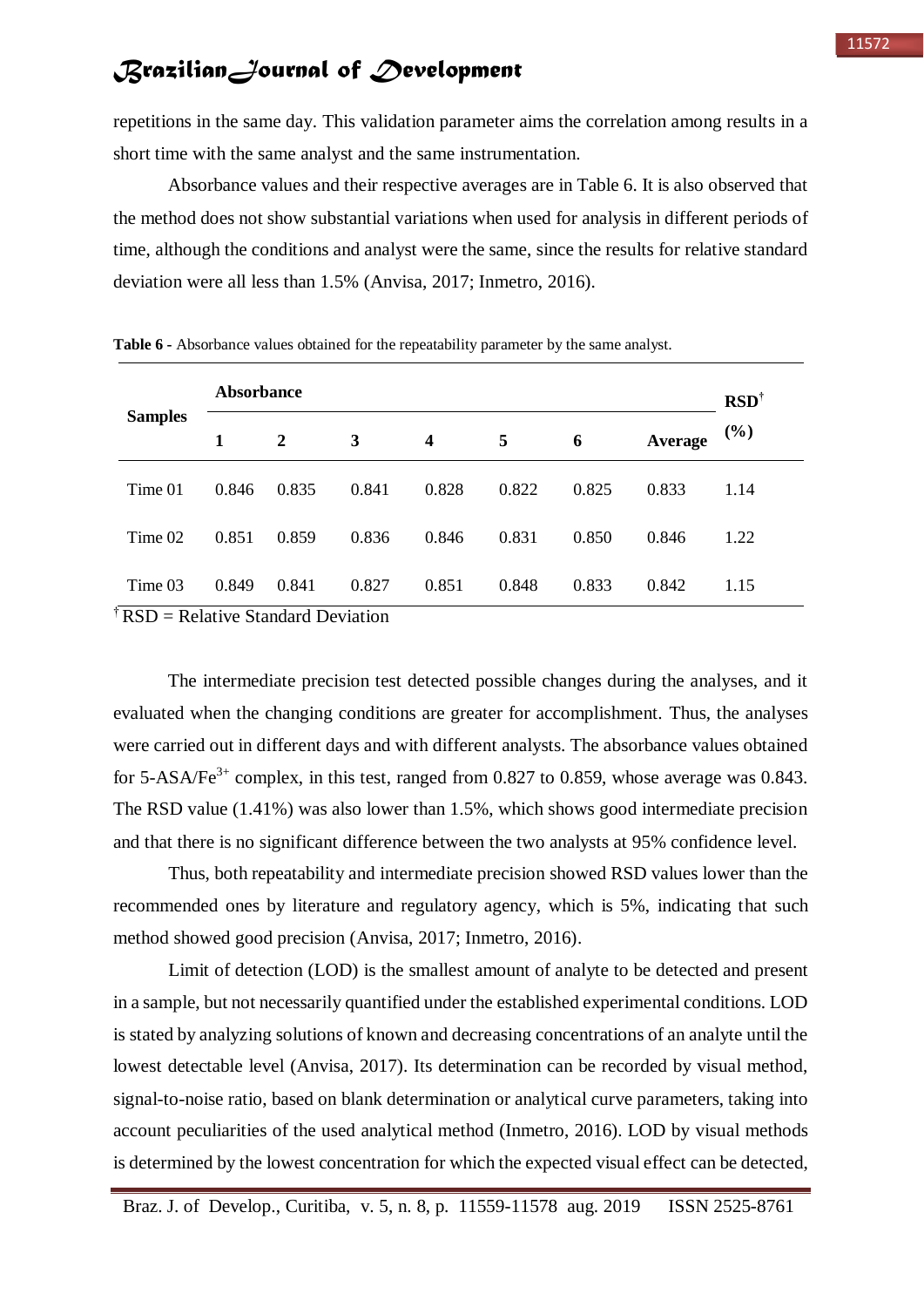repetitions in the same day. This validation parameter aims the correlation among results in a short time with the same analyst and the same instrumentation.

Absorbance values and their respective averages are in Table 6. It is also observed that the method does not show substantial variations when used for analysis in different periods of time, although the conditions and analyst were the same, since the results for relative standard deviation were all less than 1.5% (Anvisa, 2017; Inmetro, 2016).

**Table 6** - Absorbance values obtained for the repeatability parameter by the same analyst.

| Samples | Absorbance | | | | | | | RSD† (%) |
|---|---|---|---|---|---|---|---|---|
| | **1** | **2** | **3** | **4** | **5** | **6** | **Average** | |
| Time 01 | 0.846 | 0.835 | 0.841 | 0.828 | 0.822 | 0.825 | 0.833 | 1.14 |
| Time 02 | 0.851 | 0.859 | 0.836 | 0.846 | 0.831 | 0.850 | 0.846 | 1.22 |
| Time 03 | 0.849 | 0.841 | 0.827 | 0.851 | 0.848 | 0.833 | 0.842 | 1.15 |

† RSD = Relative Standard Deviation

The intermediate precision test detected possible changes during the analyses, and it evaluated when the changing conditions are greater for accomplishment. Thus, the analyses were carried out in different days and with different analysts. The absorbance values obtained for 5-ASA/$Fe^{3+}$ complex, in this test, ranged from 0.827 to 0.859, whose average was 0.843. The RSD value (1.41%) was also lower than 1.5%, which shows good intermediate precision and that there is no significant difference between the two analysts at 95% confidence level.

Thus, both repeatability and intermediate precision showed RSD values lower than the recommended ones by literature and regulatory agency, which is 5%, indicating that such method showed good precision (Anvisa, 2017; Inmetro, 2016).

Limit of detection (LOD) is the smallest amount of analyte to be detected and present in a sample, but not necessarily quantified under the established experimental conditions. LOD is stated by analyzing solutions of known and decreasing concentrations of an analyte until the lowest detectable level (Anvisa, 2017). Its determination can be recorded by visual method, signal-to-noise ratio, based on blank determination or analytical curve parameters, taking into account peculiarities of the used analytical method (Inmetro, 2016). LOD by visual methods is determined by the lowest concentration for which the expected visual effect can be detected,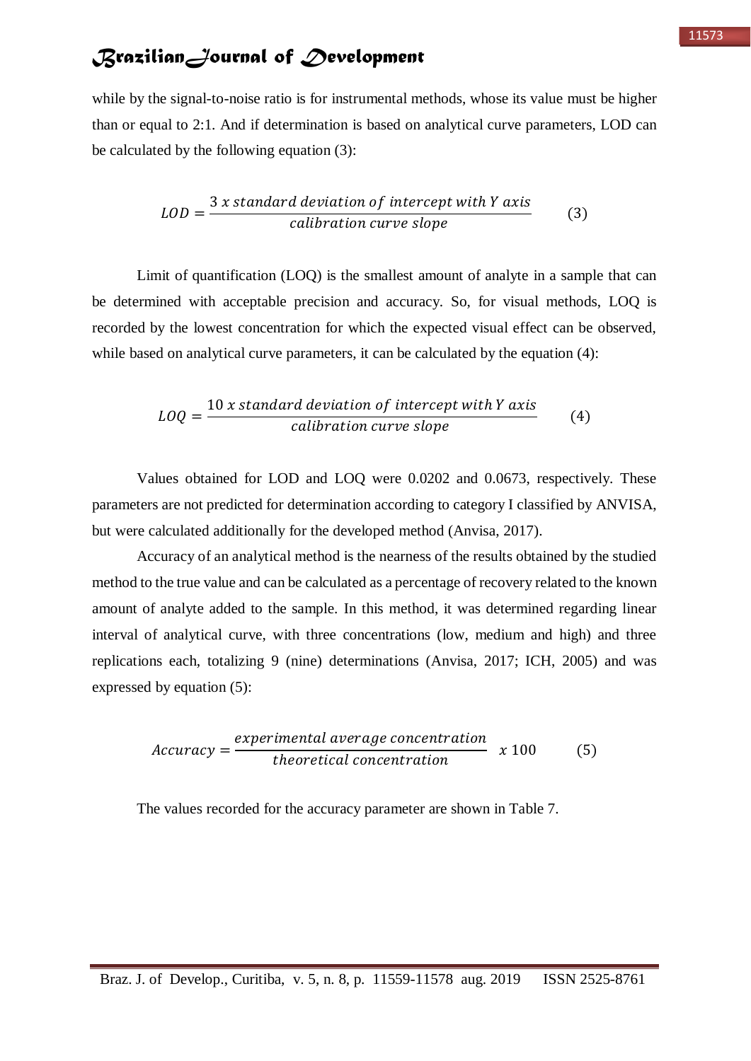while by the signal-to-noise ratio is for instrumental methods, whose its value must be higher than or equal to 2:1. And if determination is based on analytical curve parameters, LOD can be calculated by the following equation (3):

$$LOD = \frac{3\ x\ standard\ deviation\ of\ intercept\ with\ Y\ axis}{calibration\ curve\ slope} \qquad (3)$$

Limit of quantification (LOQ) is the smallest amount of analyte in a sample that can be determined with acceptable precision and accuracy. So, for visual methods, LOQ is recorded by the lowest concentration for which the expected visual effect can be observed, while based on analytical curve parameters, it can be calculated by the equation (4):

$$LOQ = \frac{10\ x\ standard\ deviation\ of\ intercept\ with\ Y\ axis}{calibration\ curve\ slope} \qquad (4)$$

Values obtained for LOD and LOQ were 0.0202 and 0.0673, respectively. These parameters are not predicted for determination according to category I classified by ANVISA, but were calculated additionally for the developed method (Anvisa, 2017).

Accuracy of an analytical method is the nearness of the results obtained by the studied method to the true value and can be calculated as a percentage of recovery related to the known amount of analyte added to the sample. In this method, it was determined regarding linear interval of analytical curve, with three concentrations (low, medium and high) and three replications each, totalizing 9 (nine) determinations (Anvisa, 2017; ICH, 2005) and was expressed by equation (5):

$$Accuracy = \frac{experimental\ average\ concentration}{theoretical\ concentration}\ x\ 100 \qquad (5)$$

The values recorded for the accuracy parameter are shown in Table 7.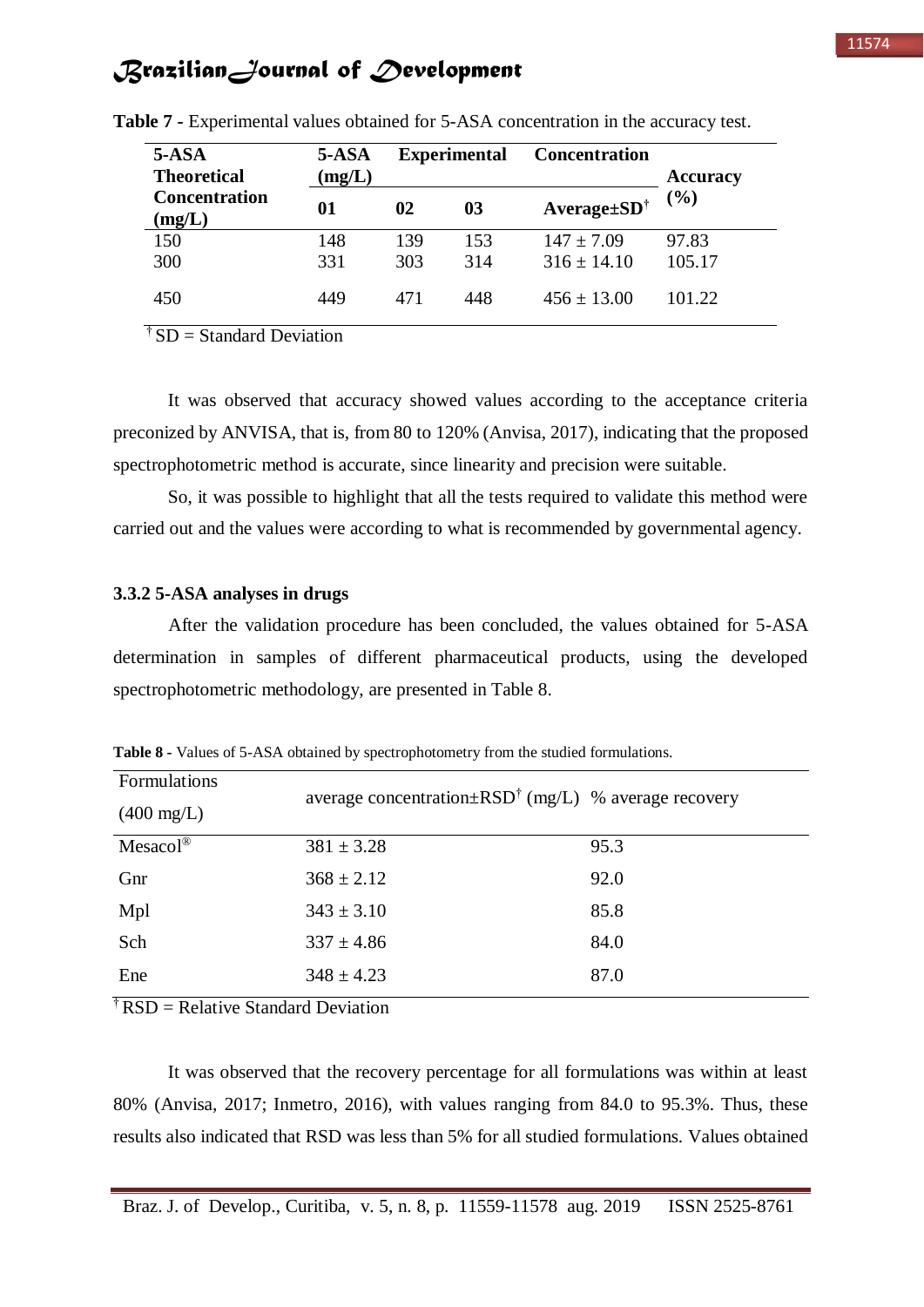**Table 7** - Experimental values obtained for 5-ASA concentration in the accuracy test.

| 5-ASA Theoretical Concentration (mg/L) | 5-ASA (mg/L) Experimental Concentration | | | | Accuracy (%) |
|---|---|---|---|---|---|
| | 01 | 02 | 03 | Average±SD[†] | |
| 150 | 148 | 139 | 153 | 147 ± 7.09 | 97.83 |
| 300 | 331 | 303 | 314 | 316 ± 14.10 | 105.17 |
| 450 | 449 | 471 | 448 | 456 ± 13.00 | 101.22 |

[†] SD = Standard Deviation

It was observed that accuracy showed values according to the acceptance criteria preconized by ANVISA, that is, from 80 to 120% (Anvisa, 2017), indicating that the proposed spectrophotometric method is accurate, since linearity and precision were suitable.

So, it was possible to highlight that all the tests required to validate this method were carried out and the values were according to what is recommended by governmental agency.

### 3.3.2 5-ASA analyses in drugs

After the validation procedure has been concluded, the values obtained for 5-ASA determination in samples of different pharmaceutical products, using the developed spectrophotometric methodology, are presented in Table 8.

**Table 8 -** Values of 5-ASA obtained by spectrophotometry from the studied formulations.

| Formulations (400 mg/L) | average concentration±RSD[†] (mg/L) | % average recovery |
|---|---|---|
| Mesacol® | 381 ± 3.28 | 95.3 |
| Gnr | 368 ± 2.12 | 92.0 |
| Mpl | 343 ± 3.10 | 85.8 |
| Sch | 337 ± 4.86 | 84.0 |
| Ene | 348 ± 4.23 | 87.0 |

[†] RSD = Relative Standard Deviation

It was observed that the recovery percentage for all formulations was within at least 80% (Anvisa, 2017; Inmetro, 2016), with values ranging from 84.0 to 95.3%. Thus, these results also indicated that RSD was less than 5% for all studied formulations. Values obtained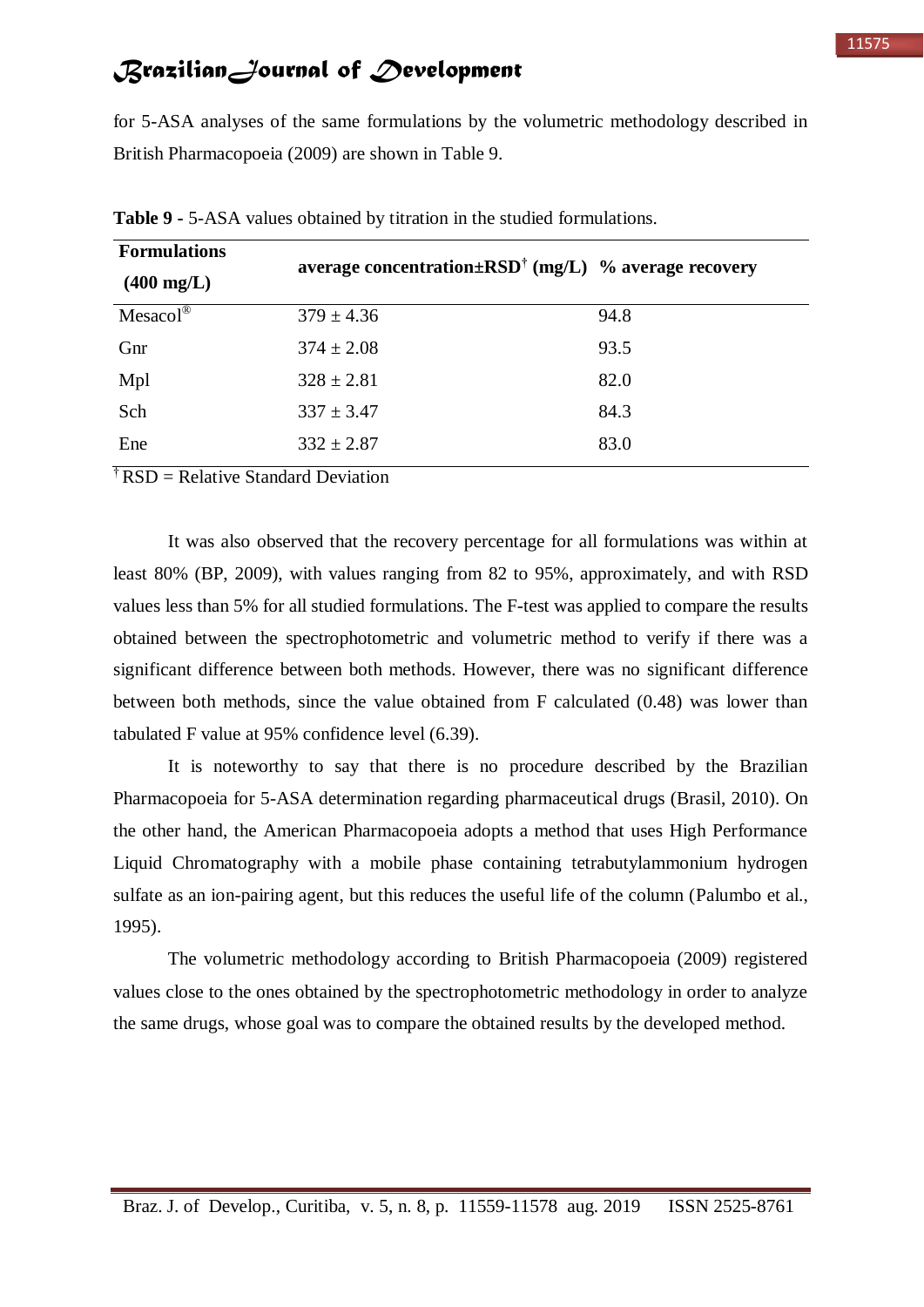for 5-ASA analyses of the same formulations by the volumetric methodology described in British Pharmacopoeia (2009) are shown in Table 9.

**Table 9** - 5-ASA values obtained by titration in the studied formulations.

| **Formulations (400 mg/L)** | **average concentration±RSD[†] (mg/L)** | **% average recovery** |
|---|---|---|
| Mesacol® | 379 ± 4.36 | 94.8 |
| Gnr | 374 ± 2.08 | 93.5 |
| Mpl | 328 ± 2.81 | 82.0 |
| Sch | 337 ± 3.47 | 84.3 |
| Ene | 332 ± 2.87 | 83.0 |

[†] RSD = Relative Standard Deviation

It was also observed that the recovery percentage for all formulations was within at least 80% (BP, 2009), with values ranging from 82 to 95%, approximately, and with RSD values less than 5% for all studied formulations. The F-test was applied to compare the results obtained between the spectrophotometric and volumetric method to verify if there was a significant difference between both methods. However, there was no significant difference between both methods, since the value obtained from F calculated (0.48) was lower than tabulated F value at 95% confidence level (6.39).

It is noteworthy to say that there is no procedure described by the Brazilian Pharmacopoeia for 5-ASA determination regarding pharmaceutical drugs (Brasil, 2010). On the other hand, the American Pharmacopoeia adopts a method that uses High Performance Liquid Chromatography with a mobile phase containing tetrabutylammonium hydrogen sulfate as an ion-pairing agent, but this reduces the useful life of the column (Palumbo et al., 1995).

The volumetric methodology according to British Pharmacopoeia (2009) registered values close to the ones obtained by the spectrophotometric methodology in order to analyze the same drugs, whose goal was to compare the obtained results by the developed method.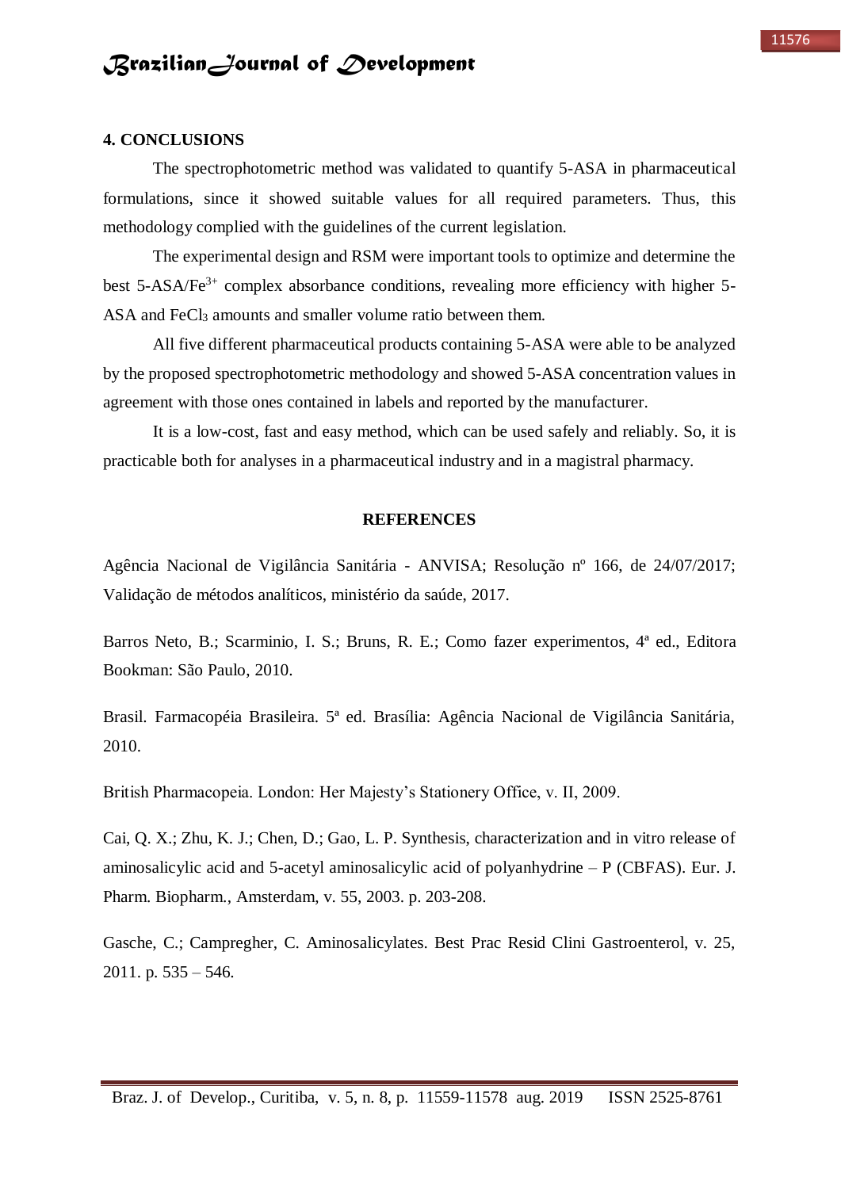## 4. CONCLUSIONS

The spectrophotometric method was validated to quantify 5-ASA in pharmaceutical formulations, since it showed suitable values for all required parameters. Thus, this methodology complied with the guidelines of the current legislation.

The experimental design and RSM were important tools to optimize and determine the best 5-ASA/$Fe^{3+}$ complex absorbance conditions, revealing more efficiency with higher 5-ASA and $FeCl_3$ amounts and smaller volume ratio between them.

All five different pharmaceutical products containing 5-ASA were able to be analyzed by the proposed spectrophotometric methodology and showed 5-ASA concentration values in agreement with those ones contained in labels and reported by the manufacturer.

It is a low-cost, fast and easy method, which can be used safely and reliably. So, it is practicable both for analyses in a pharmaceutical industry and in a magistral pharmacy.

## REFERENCES

Agência Nacional de Vigilância Sanitária - ANVISA; Resolução nº 166, de 24/07/2017; Validação de métodos analíticos, ministério da saúde, 2017.

Barros Neto, B.; Scarminio, I. S.; Bruns, R. E.; Como fazer experimentos, 4ª ed., Editora Bookman: São Paulo, 2010.

Brasil. Farmacopéia Brasileira. 5ª ed. Brasília: Agência Nacional de Vigilância Sanitária, 2010.

British Pharmacopeia. London: Her Majesty's Stationery Office, v. II, 2009.

Cai, Q. X.; Zhu, K. J.; Chen, D.; Gao, L. P. Synthesis, characterization and in vitro release of aminosalicylic acid and 5-acetyl aminosalicylic acid of polyanhydride – P (CBFAS). Eur. J. Pharm. Biopharm., Amsterdam, v. 55, 2003. p. 203-208.

Gasche, C.; Campregher, C. Aminosalicylates. Best Prac Resid Clini Gastroenterol, v. 25, 2011. p. 535 – 546.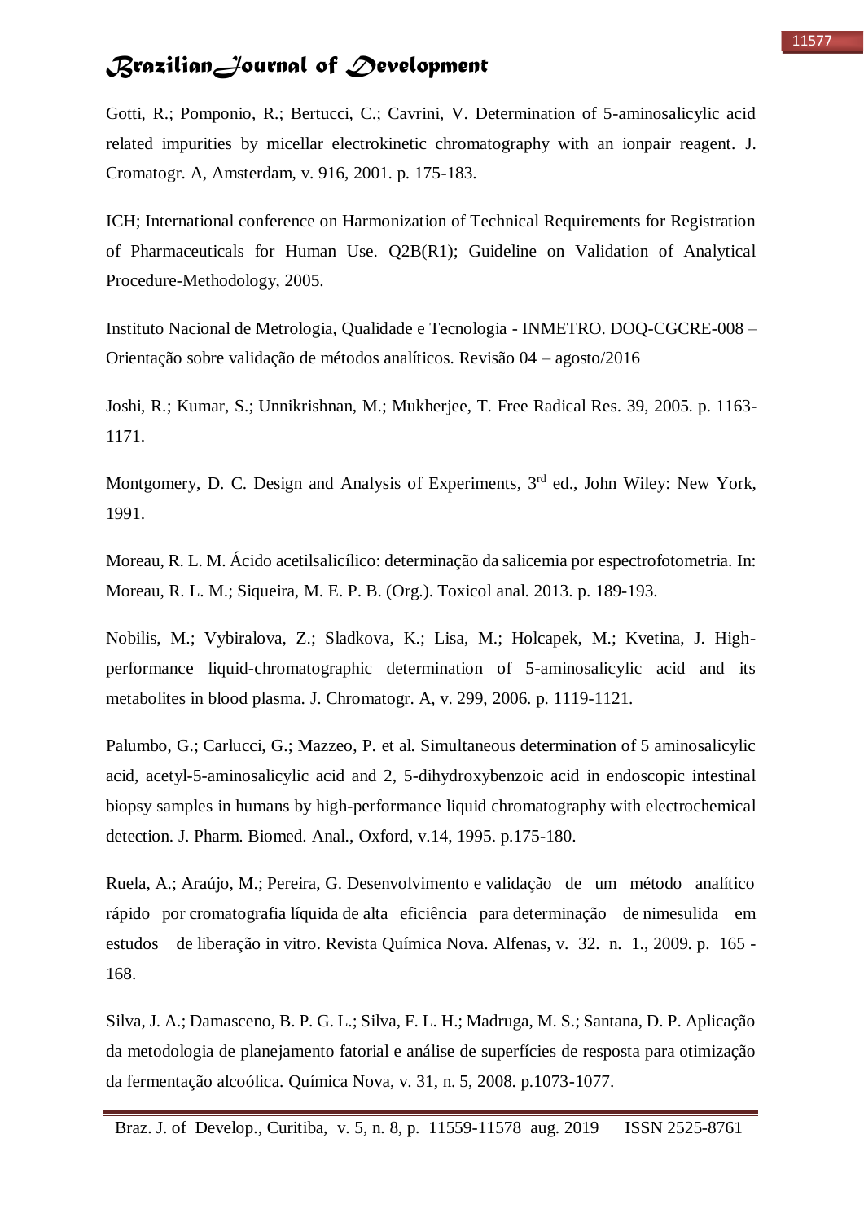Gotti, R.; Pomponio, R.; Bertucci, C.; Cavrini, V. Determination of 5-aminosalicylic acid related impurities by micellar electrokinetic chromatography with an ionpair reagent. J. Cromatogr. A, Amsterdam, v. 916, 2001. p. 175-183.

ICH; International conference on Harmonization of Technical Requirements for Registration of Pharmaceuticals for Human Use. Q2B(R1); Guideline on Validation of Analytical Procedure-Methodology, 2005.

Instituto Nacional de Metrologia, Qualidade e Tecnologia - INMETRO. DOQ-CGCRE-008 – Orientação sobre validação de métodos analíticos. Revisão 04 – agosto/2016

Joshi, R.; Kumar, S.; Unnikrishnan, M.; Mukherjee, T. Free Radical Res. 39, 2005. p. 1163-1171.

Montgomery, D. C. Design and Analysis of Experiments, 3rd ed., John Wiley: New York, 1991.

Moreau, R. L. M. Ácido acetilsalicílico: determinação da salicemia por espectrofotometria. In: Moreau, R. L. M.; Siqueira, M. E. P. B. (Org.). Toxicol anal. 2013. p. 189-193.

Nobilis, M.; Vybiralova, Z.; Sladkova, K.; Lisa, M.; Holcapek, M.; Kvetina, J. High-performance liquid-chromatographic determination of 5-aminosalicylic acid and its metabolites in blood plasma. J. Chromatogr. A, v. 299, 2006. p. 1119-1121.

Palumbo, G.; Carlucci, G.; Mazzeo, P. et al. Simultaneous determination of 5 aminosalicylic acid, acetyl-5-aminosalicylic acid and 2, 5-dihydroxybenzoic acid in endoscopic intestinal biopsy samples in humans by high-performance liquid chromatography with electrochemical detection. J. Pharm. Biomed. Anal., Oxford, v.14, 1995. p.175-180.

Ruela, A.; Araújo, M.; Pereira, G. Desenvolvimento e validação de um método analítico rápido por cromatografia líquida de alta eficiência para determinação de nimesulida em estudos de liberação in vitro. Revista Química Nova. Alfenas, v. 32. n. 1., 2009. p. 165 - 168.

Silva, J. A.; Damasceno, B. P. G. L.; Silva, F. L. H.; Madruga, M. S.; Santana, D. P. Aplicação da metodologia de planejamento fatorial e análise de superfícies de resposta para otimização da fermentação alcoólica. Química Nova, v. 31, n. 5, 2008. p.1073-1077.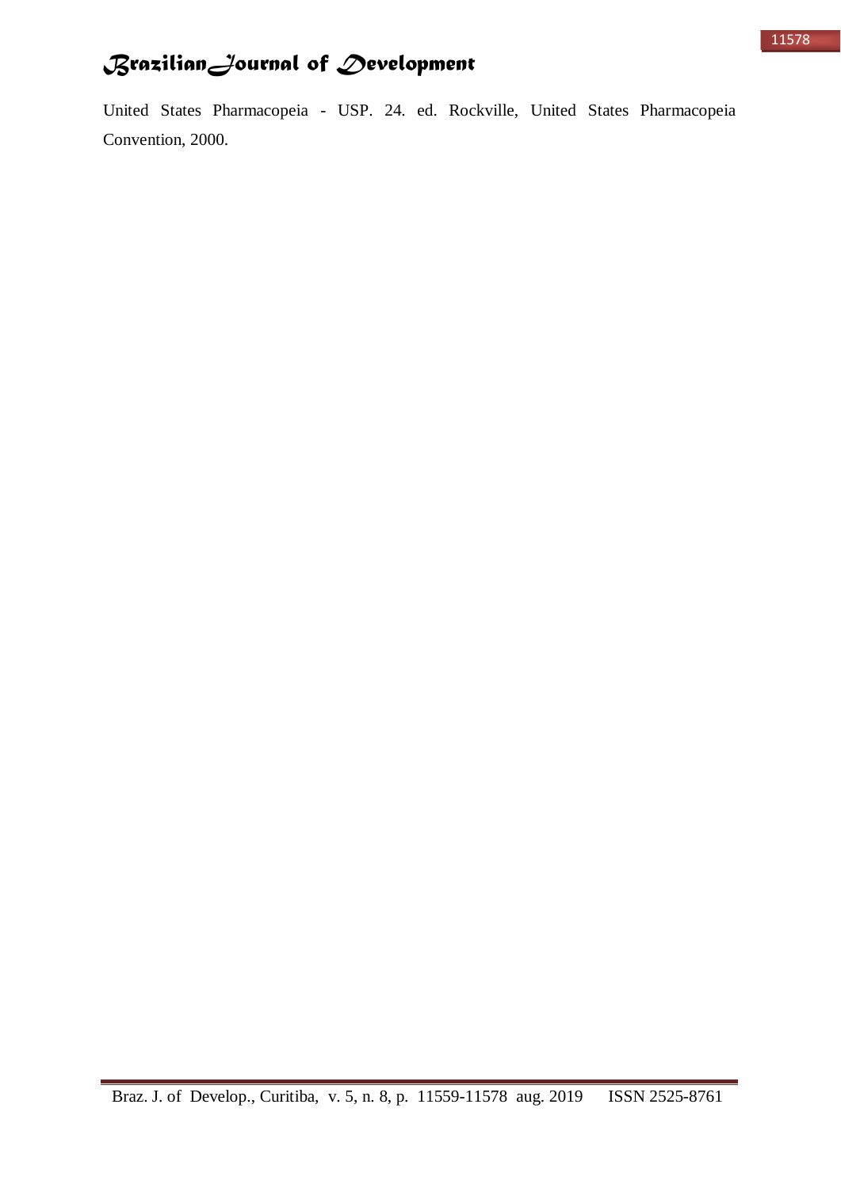United States Pharmacopeia - USP. 24. ed. Rockville, United States Pharmacopeia Convention, 2000.